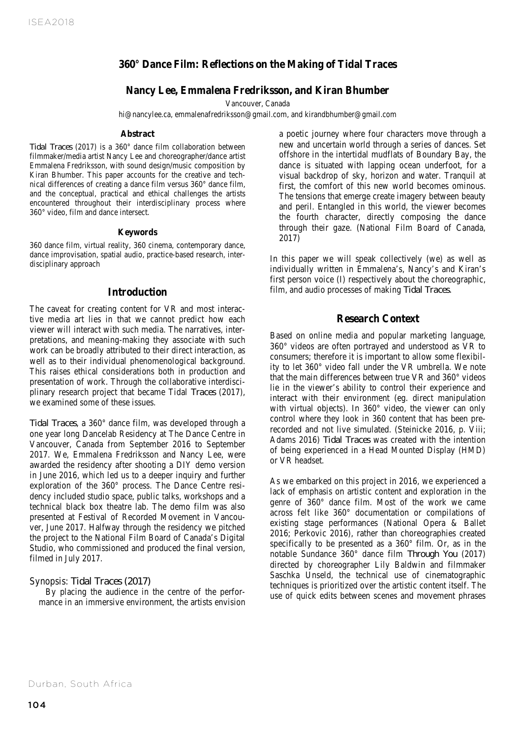# 360° Dance Film: Reflections on the Making of Tidal Traces

## Nancy Lee, Emmalena Fredriksson, and Kiran Bhumber

Vancouver, Canada

hi@nancylee.ca, emmalenafredriksson@gmail.com, and kirandbhumber@gmail.com

### Abstract

*Tidal Traces* (2017) is a 360° dance film collaboration between filmmaker/media artist Nancy Lee and choreographer/dance artist Emmalena Fredriksson, with sound design/music composition by Kiran Bhumber. This paper accounts for the creative and technical differences of creating a dance film versus 360° dance film, and the conceptual, practical and ethical challenges the artists encountered throughout their interdisciplinary process where 360° video, film and dance intersect.

### Keywords

360 dance film, virtual reality, 360 cinema, contemporary dance, dance improvisation, spatial audio, practice-based research, interdisciplinary approach

## Introduction

The caveat for creating content for VR and most interactive media art lies in that we cannot predict how each viewer will interact with such media. The narratives, interpretations, and meaning-making they associate with such work can be broadly attributed to their direct interaction, as well as to their individual phenomenological background. This raises ethical considerations both in production and presentation of work. Through the collaborative interdisciplinary research project that became Tidal *Traces* (2017), we examined some of these issues.

*Tidal Traces*, a 360° dance film, was developed through a one year long Dancelab Residency at The Dance Centre in Vancouver, Canada from September 2016 to September 2017. We, Emmalena Fredriksson and Nancy Lee, were awarded the residency after shooting a DIY demo version in June 2016, which led us to a deeper inquiry and further exploration of the 360° process. The Dance Centre residency included studio space, public talks, workshops and a technical black box theatre lab. The demo film was also presented at Festival of Recorded Movement in Vancouver, June 2017. Halfway through the residency we pitched the project to the National Film Board of Canada's Digital Studio, who commissioned and produced the final version, filmed in July 2017.

### Synopsis: *Tidal Traces* (2017)

> By placing the audience in the centre of the performance in an immersive environment, the artists envision a poetic journey where four characters move through a new and uncertain world through a series of dances. Set offshore in the intertidal mudflats of Boundary Bay, the dance is situated with lapping ocean underfoot, for a visual backdrop of sky, horizon and water. Tranquil at first, the comfort of this new world becomes ominous. The tensions that emerge create imagery between beauty and peril. Entangled in this world, the viewer becomes the fourth character, directly composing the dance through their gaze. (National Film Board of Canada, 2017)

In this paper we will speak collectively (we) as well as individually written in Emmalena's, Nancy's and Kiran's first person voice (I) respectively about the choreographic, film, and audio processes of making *Tidal Traces*.

## Research Context

Based on online media and popular marketing language, 360° videos are often portrayed and understood as VR to consumers; therefore it is important to allow some flexibility to let 360° video fall under the VR umbrella. We note that the main differences between true VR and 360° videos lie in the viewer's ability to control their experience and interact with their environment (eg. direct manipulation with virtual objects). In 360° video, the viewer can only control where they look in 360 content that has been prerecorded and not live simulated. (Steinicke 2016, p. Viii; Adams 2016) *Tidal Traces* was created with the intention of being experienced in a Head Mounted Display (HMD) or VR headset.

As we embarked on this project in 2016, we experienced a lack of emphasis on artistic content and exploration in the genre of 360° dance film. Most of the work we came across felt like 360° documentation or compilations of existing stage performances (National Opera & Ballet 2016; Perkovic 2016), rather than choreographies created specifically to be presented as a 360° film. Or, as in the notable Sundance 360° dance film *Through You* (2017) directed by choreographer Lily Baldwin and filmmaker Saschka Unseld, the technical use of cinematographic techniques is prioritized over the artistic content itself. The use of quick edits between scenes and movement phrases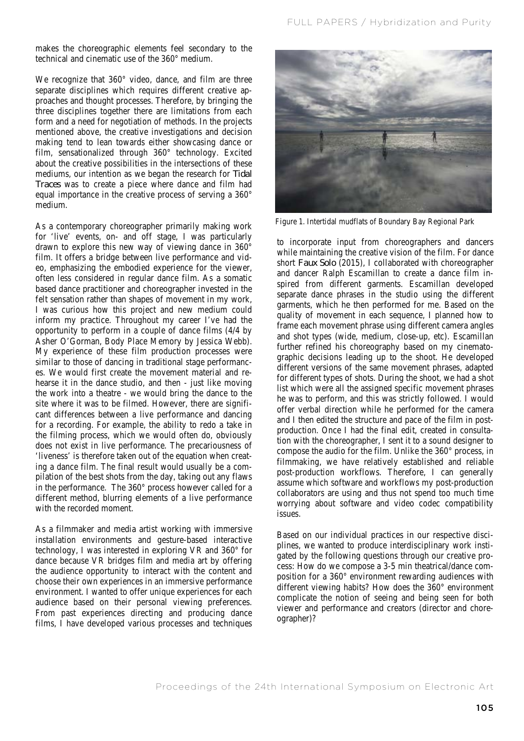makes the choreographic elements feel secondary to the technical and cinematic use of the 360° medium.

We recognize that 360° video, dance, and film are three separate disciplines which requires different creative approaches and thought processes. Therefore, by bringing the three disciplines together there are limitations from each form and a need for negotiation of methods. In the projects mentioned above, the creative investigations and decision making tend to lean towards either showcasing dance or film, sensationalized through 360° technology. Excited about the creative possibilities in the intersections of these mediums, our intention as we began the research for *Tidal Traces* was to create a piece where dance and film had equal importance in the creative process of serving a 360° medium.

As a contemporary choreographer primarily making work for 'live' events, on- and off stage, I was particularly drawn to explore this new way of viewing dance in 360° film. It offers a bridge between live performance and video, emphasizing the embodied experience for the viewer, often less considered in regular dance film. As a somatic based dance practitioner and choreographer invested in the felt sensation rather than shapes of movement in my work, I was curious how this project and new medium could inform my practice. Throughout my career I've had the opportunity to perform in a couple of dance films (4/4 by Asher O'Gorman, Body Place Memory by Jessica Webb). My experience of these film production processes were similar to those of dancing in traditional stage performances. We would first create the movement material and rehearse it in the dance studio, and then - just like moving the work into a theatre - we would bring the dance to the site where it was to be filmed. However, there are significant differences between a live performance and dancing for a recording. For example, the ability to redo a take in the filming process, which we would often do, obviously does not exist in live performance. The precariousness of 'liveness' is therefore taken out of the equation when creating a dance film. The final result would usually be a compilation of the best shots from the day, taking out any flaws in the performance. The 360° process however called for a different method, blurring elements of a live performance with the recorded moment.

As a filmmaker and media artist working with immersive installation environments and gesture-based interactive technology, I was interested in exploring VR and 360° for dance because VR bridges film and media art by offering the audience opportunity to interact with the content and choose their own experiences in an immersive performance environment. I wanted to offer unique experiences for each audience based on their personal viewing preferences. From past experiences directing and producing dance films, I have developed various processes and techniques to incorporate input from choreographers and dancers while maintaining the creative vision of the film. For dance short *Faux Solo* (2015), I collaborated with choreographer and dancer Ralph Escamillan to create a dance film inspired from different garments. Escamillan developed separate dance phrases in the studio using the different garments, which he then performed for me. Based on the quality of movement in each sequence, I planned how to frame each movement phrase using different camera angles and shot types (wide, medium, close-up, etc). Escamillan further refined his choreography based on my cinematographic decisions leading up to the shoot. He developed different versions of the same movement phrases, adapted for different types of shots. During the shoot, we had a shot list which were all the assigned specific movement phrases he was to perform, and this was strictly followed. I would offer verbal direction while he performed for the camera and I then edited the structure and pace of the film in post-production. Once I had the final edit, created in consultation with the choreographer, I sent it to a sound designer to compose the audio for the film. Unlike the 360° process, in filmmaking, we have relatively established and reliable post-production workflows. Therefore, I can generally assume which software and workflows my post-production collaborators are using and thus not spend too much time worrying about software and video codec compatibility issues.

Figure 1. Intertidal mudflats of Boundary Bay Regional Park

Based on our individual practices in our respective disciplines, we wanted to produce interdisciplinary work instigated by the following questions through our creative process: How do we compose a 3-5 min theatrical/dance composition for a 360° environment rewarding audiences with different viewing habits? How does the 360° environment complicate the notion of seeing and being seen for both viewer and performance and creators (director and choreographer)?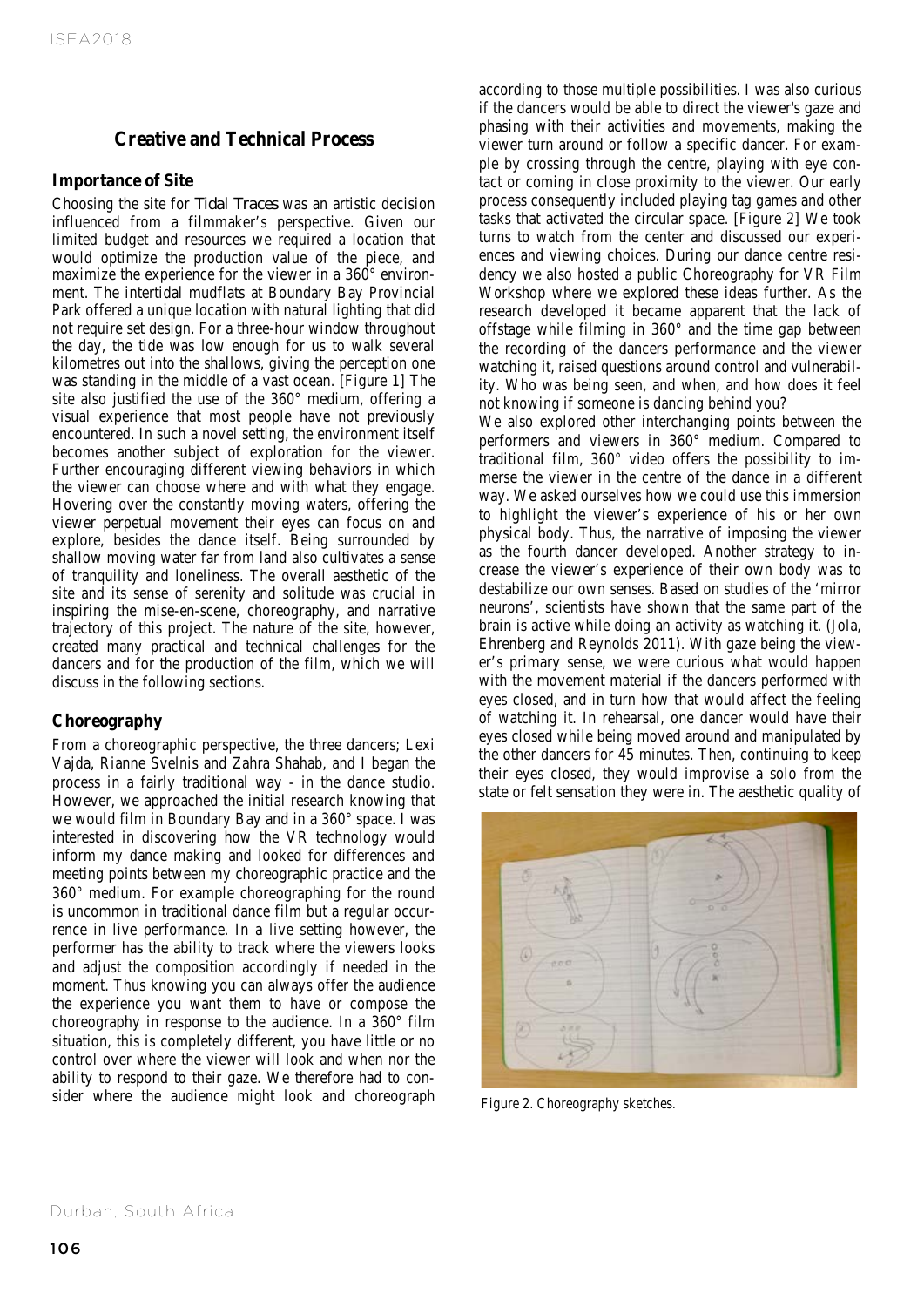## Creative and Technical Process

### Importance of Site

Choosing the site for *Tidal Traces* was an artistic decision influenced from a filmmaker's perspective. Given our limited budget and resources we required a location that would optimize the production value of the piece, and maximize the experience for the viewer in a 360° environment. The intertidal mudflats at Boundary Bay Provincial Park offered a unique location with natural lighting that did not require set design. For a three-hour window throughout the day, the tide was low enough for us to walk several kilometres out into the shallows, giving the perception one was standing in the middle of a vast ocean. [Figure 1] The site also justified the use of the 360° medium, offering a visual experience that most people have not previously encountered. In such a novel setting, the environment itself becomes another subject of exploration for the viewer. Further encouraging different viewing behaviors in which the viewer can choose where and with what they engage. Hovering over the constantly moving waters, offering the viewer perpetual movement their eyes can focus on and explore, besides the dance itself. Being surrounded by shallow moving water far from land also cultivates a sense of tranquility and loneliness. The overall aesthetic of the site and its sense of serenity and solitude was crucial in inspiring the mise-en-scene, choreography, and narrative trajectory of this project. The nature of the site, however, created many practical and technical challenges for the dancers and for the production of the film, which we will discuss in the following sections.

### Choreography

From a choreographic perspective, the three dancers; Lexi Vajda, Rianne Svelnis and Zahra Shahab, and I began the process in a fairly traditional way - in the dance studio. However, we approached the initial research knowing that we would film in Boundary Bay and in a 360° space. I was interested in discovering how the VR technology would inform my dance making and looked for differences and meeting points between my choreographic practice and the 360° medium. For example choreographing for the round is uncommon in traditional dance film but a regular occurrence in live performance. In a live setting however, the performer has the ability to track where the viewers looks and adjust the composition accordingly if needed in the moment. Thus knowing you can always offer the audience the experience you want them to have or compose the choreography in response to the audience. In a 360° film situation, this is completely different, you have little or no control over where the viewer will look and when nor the ability to respond to their gaze. We therefore had to consider where the audience might look and choreograph according to those multiple possibilities. I was also curious if the dancers would be able to direct the viewer's gaze and phasing with their activities and movements, making the viewer turn around or follow a specific dancer. For example by crossing through the centre, playing with eye contact or coming in close proximity to the viewer. Our early process consequently included playing tag games and other tasks that activated the circular space. [Figure 2] We took turns to watch from the center and discussed our experiences and viewing choices. During our dance centre residency we also hosted a public Choreography for VR Film Workshop where we explored these ideas further. As the research developed it became apparent that the lack of offstage while filming in 360° and the time gap between the recording of the dancers performance and the viewer watching it, raised questions around control and vulnerability. Who was being seen, and when, and how does it feel not knowing if someone is dancing behind you?

We also explored other interchanging points between the performers and viewers in 360° medium. Compared to traditional film, 360° video offers the possibility to immerse the viewer in the centre of the dance in a different way. We asked ourselves how we could use this immersion to highlight the viewer's experience of his or her own physical body. Thus, the narrative of imposing the viewer as the fourth dancer developed. Another strategy to increase the viewer's experience of their own body was to destabilize our own senses. Based on studies of the 'mirror neurons', scientists have shown that the same part of the brain is active while doing an activity as watching it. (Jola, Ehrenberg and Reynolds 2011). With gaze being the viewer's primary sense, we were curious what would happen with the movement material if the dancers performed with eyes closed, and in turn how that would affect the feeling of watching it. In rehearsal, one dancer would have their eyes closed while being moved around and manipulated by the other dancers for 45 minutes. Then, continuing to keep their eyes closed, they would improvise a solo from the state or felt sensation they were in. The aesthetic quality of

Figure 2. Choreography sketches.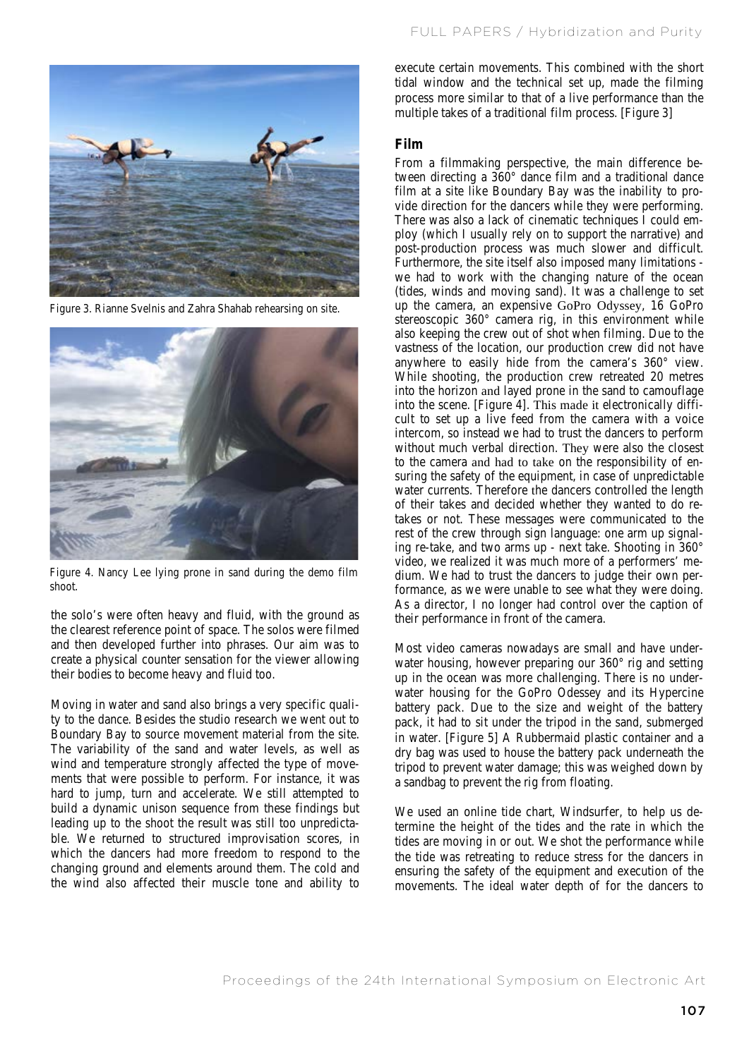the solo's were often heavy and fluid, with the ground as the clearest reference point of space. The solos were filmed and then developed further into phrases. Our aim was to create a physical counter sensation for the viewer allowing their bodies to become heavy and fluid too.

Moving in water and sand also brings a very specific quality to the dance. Besides the studio research we went out to Boundary Bay to source movement material from the site. The variability of the sand and water levels, as well as wind and temperature strongly affected the type of movements that were possible to perform. For instance, it was hard to jump, turn and accelerate. We still attempted to build a dynamic unison sequence from these findings but leading up to the shoot the result was still too unpredictable. We returned to structured improvisation scores, in which the dancers had more freedom to respond to the changing ground and elements around them. The cold and the wind also affected their muscle tone and ability to execute certain movements. This combined with the short tidal window and the technical set up, made the filming process more similar to that of a live performance than the multiple takes of a traditional film process. [Figure 3]

Figure 3. Rianne Svelnis and Zahra Shahab rehearsing on site.

Figure 4. Nancy Lee lying prone in sand during the demo film shoot.

### Film

From a filmmaking perspective, the main difference between directing a 360° dance film and a traditional dance film at a site like Boundary Bay was the inability to provide direction for the dancers while they were performing. There was also a lack of cinematic techniques I could employ (which I usually rely on to support the narrative) and post-production process was much slower and difficult. Furthermore, the site itself also imposed many limitations - we had to work with the changing nature of the ocean (tides, winds and moving sand). It was a challenge to set up the camera, an expensive GoPro Odyssey, 16 GoPro stereoscopic 360° camera rig, in this environment while also keeping the crew out of shot when filming. Due to the vastness of the location, our production crew did not have anywhere to easily hide from the camera's 360° view. While shooting, the production crew retreated 20 metres into the horizon and layed prone in the sand to camouflage into the scene. [Figure 4]. This made it electronically difficult to set up a live feed from the camera with a voice intercom, so instead we had to trust the dancers to perform without much verbal direction. They were also the closest to the camera and had to take on the responsibility of ensuring the safety of the equipment, in case of unpredictable water currents. Therefore the dancers controlled the length of their takes and decided whether they wanted to do retakes or not. These messages were communicated to the rest of the crew through sign language: one arm up signaling re-take, and two arms up - next take. Shooting in 360° video, we realized it was much more of a performers' medium. We had to trust the dancers to judge their own performance, as we were unable to see what they were doing. As a director, I no longer had control over the caption of their performance in front of the camera.

Most video cameras nowadays are small and have underwater housing, however preparing our 360° rig and setting up in the ocean was more challenging. There is no underwater housing for the GoPro Odessey and its Hypercine battery pack. Due to the size and weight of the battery pack, it had to sit under the tripod in the sand, submerged in water. [Figure 5] A Rubbermaid plastic container and a dry bag was used to house the battery pack underneath the tripod to prevent water damage; this was weighed down by a sandbag to prevent the rig from floating.

We used an online tide chart, Windsurfer, to help us determine the height of the tides and the rate in which the tides are moving in or out. We shot the performance while the tide was retreating to reduce stress for the dancers in ensuring the safety of the equipment and execution of the movements. The ideal water depth of for the dancers to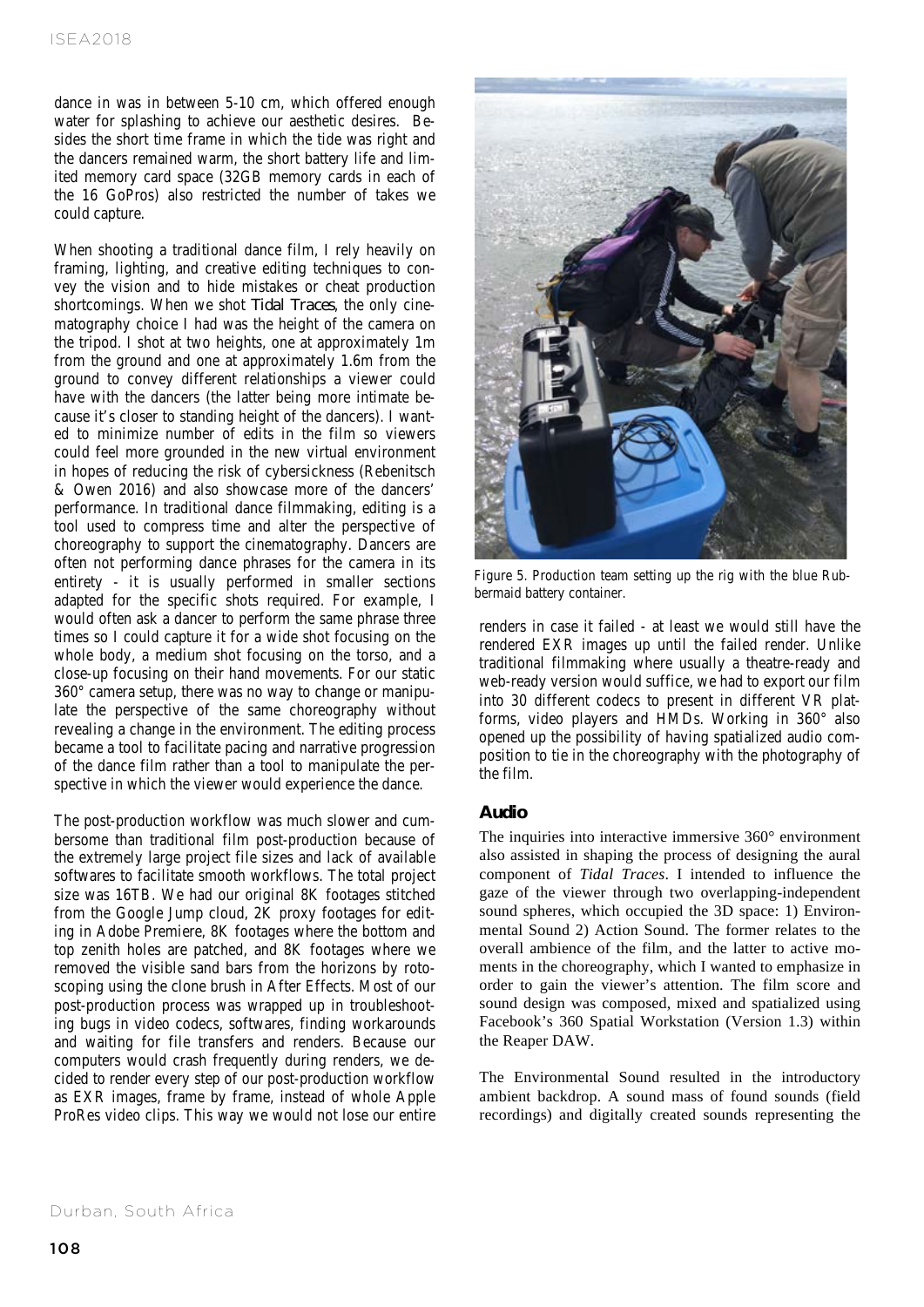dance in was in between 5-10 cm, which offered enough water for splashing to achieve our aesthetic desires. Besides the short time frame in which the tide was right and the dancers remained warm, the short battery life and limited memory card space (32GB memory cards in each of the 16 GoPros) also restricted the number of takes we could capture.

When shooting a traditional dance film, I rely heavily on framing, lighting, and creative editing techniques to convey the vision and to hide mistakes or cheat production shortcomings. When we shot *Tidal Traces*, the only cinematography choice I had was the height of the camera on the tripod. I shot at two heights, one at approximately 1m from the ground and one at approximately 1.6m from the ground to convey different relationships a viewer could have with the dancers (the latter being more intimate because it's closer to standing height of the dancers). I wanted to minimize number of edits in the film so viewers could feel more grounded in the new virtual environment in hopes of reducing the risk of cybersickness (Rebenitsch & Owen 2016) and also showcase more of the dancers' performance. In traditional dance filmmaking, editing is a tool used to compress time and alter the perspective of choreography to support the cinematography. Dancers are often not performing dance phrases for the camera in its entirety - it is usually performed in smaller sections adapted for the specific shots required. For example, I would often ask a dancer to perform the same phrase three times so I could capture it for a wide shot focusing on the whole body, a medium shot focusing on the torso, and a close-up focusing on their hand movements. For our static 360° camera setup, there was no way to change or manipulate the perspective of the same choreography without revealing a change in the environment. The editing process became a tool to facilitate pacing and narrative progression of the dance film rather than a tool to manipulate the perspective in which the viewer would experience the dance.

The post-production workflow was much slower and cumbersome than traditional film post-production because of the extremely large project file sizes and lack of available softwares to facilitate smooth workflows. The total project size was 16TB. We had our original 8K footages stitched from the Google Jump cloud, 2K proxy footages for editing in Adobe Premiere, 8K footages where the bottom and top zenith holes are patched, and 8K footages where we removed the visible sand bars from the horizons by rotoscoping using the clone brush in After Effects. Most of our post-production process was wrapped up in troubleshooting bugs in video codecs, softwares, finding workarounds and waiting for file transfers and renders. Because our computers would crash frequently during renders, we decided to render every step of our post-production workflow as EXR images, frame by frame, instead of whole Apple ProRes video clips. This way we would not lose our entire renders in case it failed - at least we would still have the rendered EXR images up until the failed render. Unlike traditional filmmaking where usually a theatre-ready and web-ready version would suffice, we had to export our film into 30 different codecs to present in different VR platforms, video players and HMDs. Working in 360° also opened up the possibility of having spatialized audio composition to tie in the choreography with the photography of the film.

Figure 5. Production team setting up the rig with the blue Rubbermaid battery container.

## Audio

The inquiries into interactive immersive 360° environment also assisted in shaping the process of designing the aural component of *Tidal Traces*. I intended to influence the gaze of the viewer through two overlapping-independent sound spheres, which occupied the 3D space: 1) Environmental Sound 2) Action Sound. The former relates to the overall ambience of the film, and the latter to active moments in the choreography, which I wanted to emphasize in order to gain the viewer's attention. The film score and sound design was composed, mixed and spatialized using Facebook's 360 Spatial Workstation (Version 1.3) within the Reaper DAW.

The Environmental Sound resulted in the introductory ambient backdrop. A sound mass of found sounds (field recordings) and digitally created sounds representing the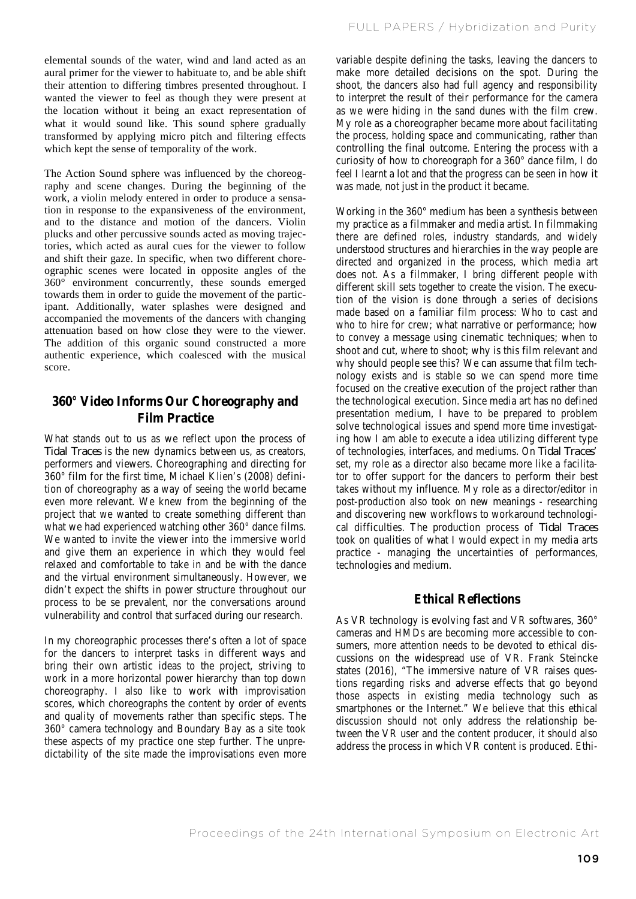elemental sounds of the water, wind and land acted as an aural primer for the viewer to habituate to, and be able shift their attention to differing timbres presented throughout. I wanted the viewer to feel as though they were present at the location without it being an exact representation of what it would sound like. This sound sphere gradually transformed by applying micro pitch and filtering effects which kept the sense of temporality of the work.

The Action Sound sphere was influenced by the choreography and scene changes. During the beginning of the work, a violin melody entered in order to produce a sensation in response to the expansiveness of the environment, and to the distance and motion of the dancers. Violin plucks and other percussive sounds acted as moving trajectories, which acted as aural cues for the viewer to follow and shift their gaze. In specific, when two different choreographic scenes were located in opposite angles of the 360° environment concurrently, these sounds emerged towards them in order to guide the movement of the participant. Additionally, water splashes were designed and accompanied the movements of the dancers with changing attenuation based on how close they were to the viewer. The addition of this organic sound constructed a more authentic experience, which coalesced with the musical score.

## 360° Video Informs Our Choreography and Film Practice

What stands out to us as we reflect upon the process of *Tidal Traces* is the new dynamics between us, as creators, performers and viewers. Choreographing and directing for 360° film for the first time, Michael Klien's (2008) definition of choreography as a way of seeing the world became even more relevant. We knew from the beginning of the project that we wanted to create something different than what we had experienced watching other 360° dance films. We wanted to invite the viewer into the immersive world and give them an experience in which they would feel relaxed and comfortable to take in and be with the dance and the virtual environment simultaneously. However, we didn't expect the shifts in power structure throughout our process to be se prevalent, nor the conversations around vulnerability and control that surfaced during our research.

In my choreographic processes there's often a lot of space for the dancers to interpret tasks in different ways and bring their own artistic ideas to the project, striving to work in a more horizontal power hierarchy than top down choreography. I also like to work with improvisation scores, which choreographs the content by order of events and quality of movements rather than specific steps. The 360° camera technology and Boundary Bay as a site took these aspects of my practice one step further. The unpredictability of the site made the improvisations even more variable despite defining the tasks, leaving the dancers to make more detailed decisions on the spot. During the shoot, the dancers also had full agency and responsibility to interpret the result of their performance for the camera as we were hiding in the sand dunes with the film crew. My role as a choreographer became more about facilitating the process, holding space and communicating, rather than controlling the final outcome. Entering the process with a curiosity of how to choreograph for a 360° dance film, I do feel I learnt a lot and that the progress can be seen in how it was made, not just in the product it became.

Working in the 360° medium has been a synthesis between my practice as a filmmaker and media artist. In filmmaking there are defined roles, industry standards, and widely understood structures and hierarchies in the way people are directed and organized in the process, which media art does not. As a filmmaker, I bring different people with different skill sets together to create the vision. The execution of the vision is done through a series of decisions made based on a familiar film process: Who to cast and who to hire for crew; what narrative or performance; how to convey a message using cinematic techniques; when to shoot and cut, where to shoot; why is this film relevant and why should people see this? We can assume that film technology exists and is stable so we can spend more time focused on the creative execution of the project rather than the technological execution. Since media art has no defined presentation medium, I have to be prepared to problem solve technological issues and spend more time investigating how I am able to execute a idea utilizing different type of technologies, interfaces, and mediums. On *Tidal Traces*' set, my role as a director also became more like a facilitator to offer support for the dancers to perform their best takes without my influence. My role as a director/editor in post-production also took on new meanings - researching and discovering new workflows to workaround technological difficulties. The production process of *Tidal Traces* took on qualities of what I would expect in my media arts practice - managing the uncertainties of performances, technologies and medium.

## Ethical Reflections

As VR technology is evolving fast and VR softwares, 360° cameras and HMDs are becoming more accessible to consumers, more attention needs to be devoted to ethical discussions on the widespread use of VR. Frank Steincke states (2016), "The immersive nature of VR raises questions regarding risks and adverse effects that go beyond those aspects in existing media technology such as smartphones or the Internet." We believe that this ethical discussion should not only address the relationship between the VR user and the content producer, it should also address the process in which VR content is produced. Ethi-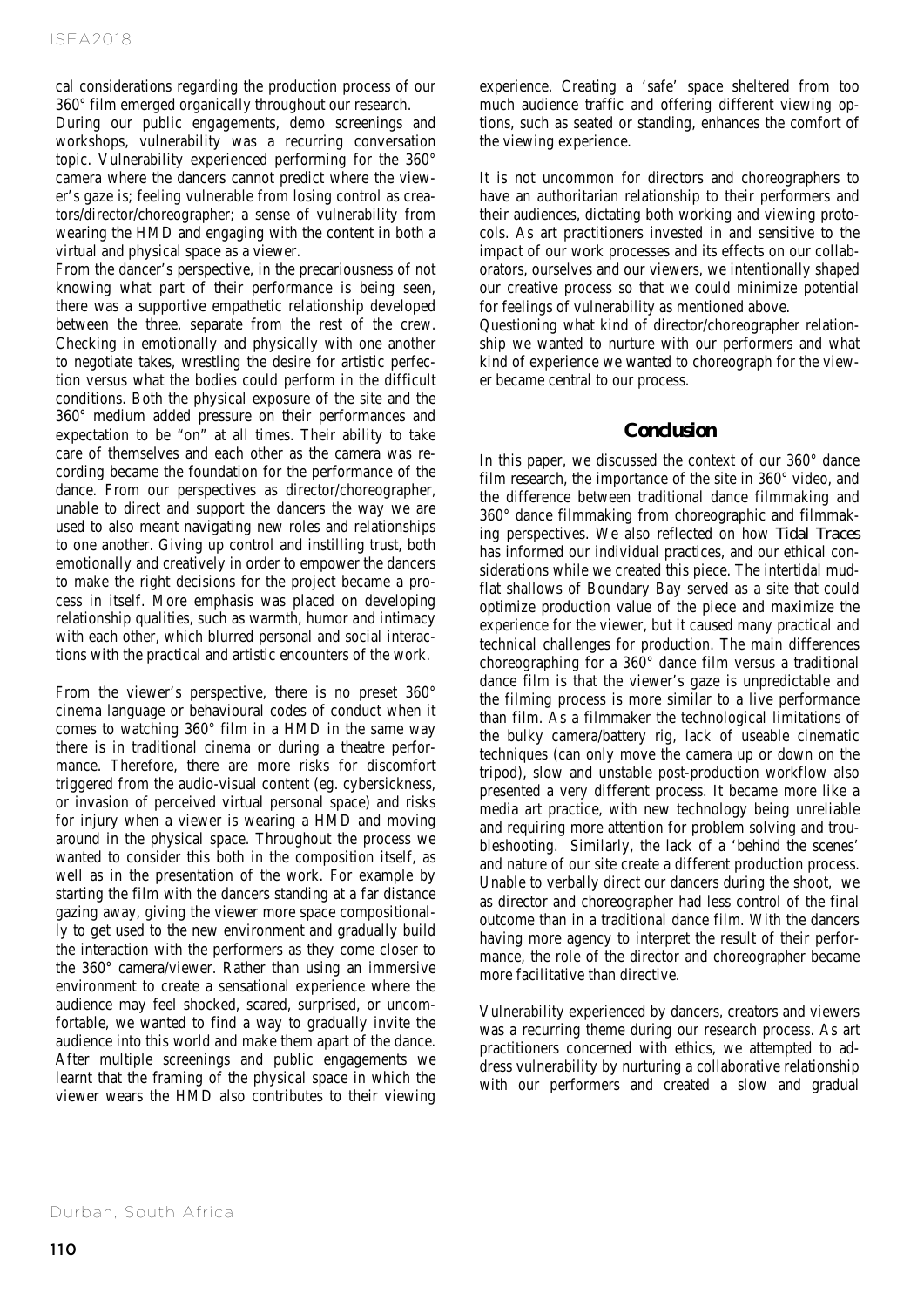cal considerations regarding the production process of our 360° film emerged organically throughout our research.

During our public engagements, demo screenings and workshops, vulnerability was a recurring conversation topic. Vulnerability experienced performing for the 360° camera where the dancers cannot predict where the viewer's gaze is; feeling vulnerable from losing control as creators/director/choreographer; a sense of vulnerability from wearing the HMD and engaging with the content in both a virtual and physical space as a viewer.

From the dancer's perspective, in the precariousness of not knowing what part of their performance is being seen, there was a supportive empathetic relationship developed between the three, separate from the rest of the crew. Checking in emotionally and physically with one another to negotiate takes, wrestling the desire for artistic perfection versus what the bodies could perform in the difficult conditions. Both the physical exposure of the site and the 360° medium added pressure on their performances and expectation to be "on" at all times. Their ability to take care of themselves and each other as the camera was recording became the foundation for the performance of the dance. From our perspectives as director/choreographer, unable to direct and support the dancers the way we are used to also meant navigating new roles and relationships to one another. Giving up control and instilling trust, both emotionally and creatively in order to empower the dancers to make the right decisions for the project became a process in itself. More emphasis was placed on developing relationship qualities, such as warmth, humor and intimacy with each other, which blurred personal and social interactions with the practical and artistic encounters of the work.

From the viewer's perspective, there is no preset 360° cinema language or behavioural codes of conduct when it comes to watching 360° film in a HMD in the same way there is in traditional cinema or during a theatre performance. Therefore, there are more risks for discomfort triggered from the audio-visual content (eg. cybersickness, or invasion of perceived virtual personal space) and risks for injury when a viewer is wearing a HMD and moving around in the physical space. Throughout the process we wanted to consider this both in the composition itself, as well as in the presentation of the work. For example by starting the film with the dancers standing at a far distance gazing away, giving the viewer more space compositionally to get used to the new environment and gradually build the interaction with the performers as they come closer to the 360° camera/viewer. Rather than using an immersive environment to create a sensational experience where the audience may feel shocked, scared, surprised, or uncomfortable, we wanted to find a way to gradually invite the audience into this world and make them apart of the dance. After multiple screenings and public engagements we learnt that the framing of the physical space in which the viewer wears the HMD also contributes to their viewing experience. Creating a 'safe' space sheltered from too much audience traffic and offering different viewing options, such as seated or standing, enhances the comfort of the viewing experience.

It is not uncommon for directors and choreographers to have an authoritarian relationship to their performers and their audiences, dictating both working and viewing protocols. As art practitioners invested in and sensitive to the impact of our work processes and its effects on our collaborators, ourselves and our viewers, we intentionally shaped our creative process so that we could minimize potential for feelings of vulnerability as mentioned above.

Questioning what kind of director/choreographer relationship we wanted to nurture with our performers and what kind of experience we wanted to choreograph for the viewer became central to our process.

## Conclusion

In this paper, we discussed the context of our 360° dance film research, the importance of the site in 360° video, and the difference between traditional dance filmmaking and 360° dance filmmaking from choreographic and filmmaking perspectives. We also reflected on how *Tidal Traces* has informed our individual practices, and our ethical considerations while we created this piece. The intertidal mudflat shallows of Boundary Bay served as a site that could optimize production value of the piece and maximize the experience for the viewer, but it caused many practical and technical challenges for production. The main differences choreographing for a 360° dance film versus a traditional dance film is that the viewer's gaze is unpredictable and the filming process is more similar to a live performance than film. As a filmmaker the technological limitations of the bulky camera/battery rig, lack of useable cinematic techniques (can only move the camera up or down on the tripod), slow and unstable post-production workflow also presented a very different process. It became more like a media art practice, with new technology being unreliable and requiring more attention for problem solving and troubleshooting. Similarly, the lack of a 'behind the scenes' and nature of our site create a different production process. Unable to verbally direct our dancers during the shoot, we as director and choreographer had less control of the final outcome than in a traditional dance film. With the dancers having more agency to interpret the result of their performance, the role of the director and choreographer became more facilitative than directive.

Vulnerability experienced by dancers, creators and viewers was a recurring theme during our research process. As art practitioners concerned with ethics, we attempted to address vulnerability by nurturing a collaborative relationship with our performers and created a slow and gradual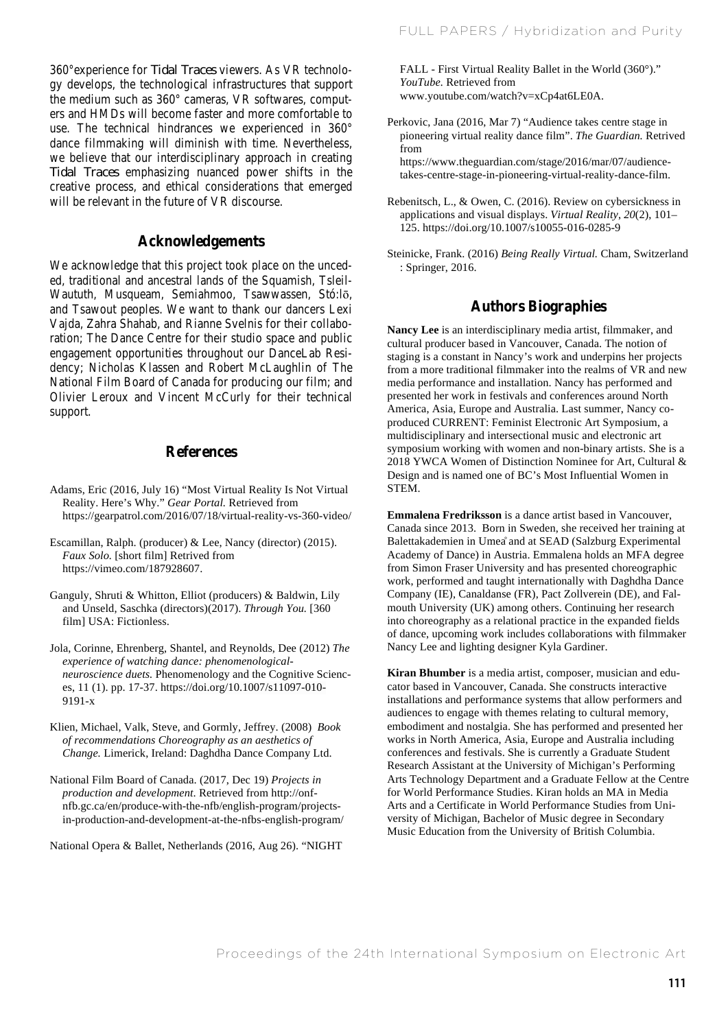360° experience for *Tidal Traces* viewers. As VR technology develops, the technological infrastructures that support the medium such as 360° cameras, VR softwares, computers and HMDs will become faster and more comfortable to use. The technical hindrances we experienced in 360° dance filmmaking will diminish with time. Nevertheless, we believe that our interdisciplinary approach in creating *Tidal Traces* emphasizing nuanced power shifts in the creative process, and ethical considerations that emerged will be relevant in the future of VR discourse.

## Acknowledgements

We acknowledge that this project took place on the unceded, traditional and ancestral lands of the Squamish, Tsleil-Waututh, Musqueam, Semiahmoo, Tsawwassen, Stó:lō, and Tsawout peoples. We want to thank our dancers Lexi Vajda, Zahra Shahab, and Rianne Svelnis for their collaboration; The Dance Centre for their studio space and public engagement opportunities throughout our DanceLab Residency; Nicholas Klassen and Robert McLaughlin of The National Film Board of Canada for producing our film; and Olivier Leroux and Vincent McCurly for their technical support.

## References

Adams, Eric (2016, July 16) "Most Virtual Reality Is Not Virtual Reality. Here's Why." *Gear Portal.* Retrieved from https://gearpatrol.com/2016/07/18/virtual-reality-vs-360-video/

Escamillan, Ralph. (producer) & Lee, Nancy (director) (2015). *Faux Solo.* [short film] Retrived from https://vimeo.com/187928607.

Ganguly, Shruti & Whitton, Elliot (producers) & Baldwin, Lily and Unseld, Saschka (directors)(2017). *Through You.* [360 film] USA: Fictionless.

Jola, Corinne, Ehrenberg, Shantel, and Reynolds, Dee (2012) *The experience of watching dance: phenomenological-neuroscience duets.* Phenomenology and the Cognitive Sciences, 11 (1). pp. 17-37. https://doi.org/10.1007/s11097-010-9191-x

Klien, Michael, Valk, Steve, and Gormly, Jeffrey. (2008) *Book of recommendations Choreography as an aesthetics of Change.* Limerick, Ireland: Daghdha Dance Company Ltd.

National Film Board of Canada. (2017, Dec 19) *Projects in production and development.* Retrieved from http://onf-nfb.gc.ca/en/produce-with-the-nfb/english-program/projects-in-production-and-development-at-the-nfbs-english-program/

National Opera & Ballet, Netherlands (2016, Aug 26). "NIGHT FALL - First Virtual Reality Ballet in the World (360°)." *YouTube.* Retrieved from www.youtube.com/watch?v=xCp4at6LE0A.

Perkovic, Jana (2016, Mar 7) "Audience takes centre stage in pioneering virtual reality dance film". *The Guardian.* Retrived from https://www.theguardian.com/stage/2016/mar/07/audience-takes-centre-stage-in-pioneering-virtual-reality-dance-film.

Rebenitsch, L., & Owen, C. (2016). Review on cybersickness in applications and visual displays. *Virtual Reality*, *20*(2), 101–125. https://doi.org/10.1007/s10055-016-0285-9

Steinicke, Frank. (2016) *Being Really Virtual.* Cham, Switzerland : Springer, 2016.

## Authors Biographies

**Nancy Lee** is an interdisciplinary media artist, filmmaker, and cultural producer based in Vancouver, Canada. The notion of staging is a constant in Nancy's work and underpins her projects from a more traditional filmmaker into the realms of VR and new media performance and installation. Nancy has performed and presented her work in festivals and conferences around North America, Asia, Europe and Australia. Last summer, Nancy co-produced CURRENT: Feminist Electronic Art Symposium, a multidisciplinary and intersectional music and electronic art symposium working with women and non-binary artists. She is a 2018 YWCA Women of Distinction Nominee for Art, Cultural & Design and is named one of BC's Most Influential Women in STEM.

**Emmalena Fredriksson** is a dance artist based in Vancouver, Canada since 2013. Born in Sweden, she received her training at Balettakademien in Umeå and at SEAD (Salzburg Experimental Academy of Dance) in Austria. Emmalena holds an MFA degree from Simon Fraser University and has presented choreographic work, performed and taught internationally with Daghdha Dance Company (IE), Canaldanse (FR), Pact Zollverein (DE), and Falmouth University (UK) among others. Continuing her research into choreography as a relational practice in the expanded fields of dance, upcoming work includes collaborations with filmmaker Nancy Lee and lighting designer Kyla Gardiner.

**Kiran Bhumber** is a media artist, composer, musician and educator based in Vancouver, Canada. She constructs interactive installations and performance systems that allow performers and audiences to engage with themes relating to cultural memory, embodiment and nostalgia. She has performed and presented her works in North America, Asia, Europe and Australia including conferences and festivals. She is currently a Graduate Student Research Assistant at the University of Michigan's Performing Arts Technology Department and a Graduate Fellow at the Centre for World Performance Studies. Kiran holds an MA in Media Arts and a Certificate in World Performance Studies from University of Michigan, Bachelor of Music degree in Secondary Music Education from the University of British Columbia.